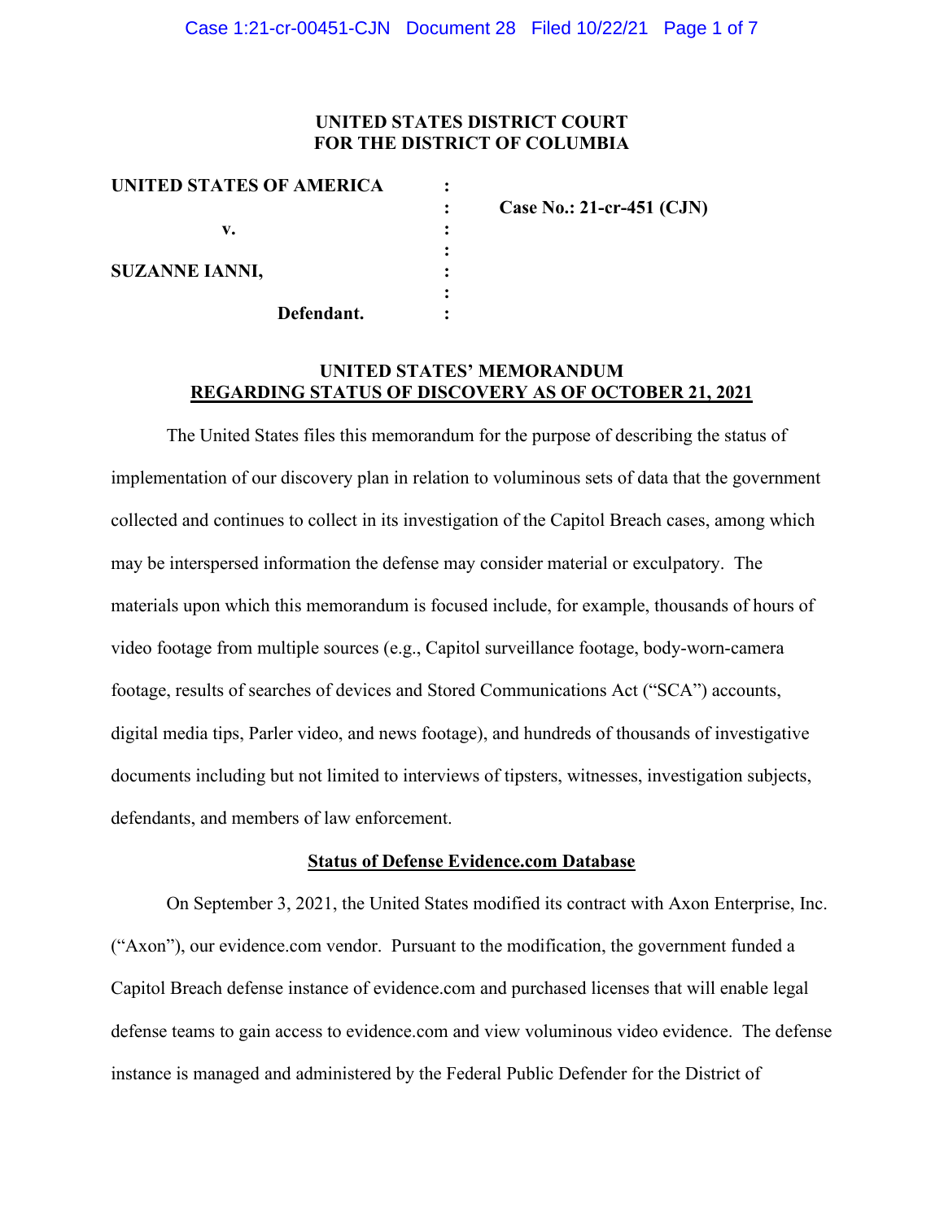**UNITED STATES DISTRICT COURT**
**FOR THE DISTRICT OF COLUMBIA**

| | | |
|---|---|---|
| **UNITED STATES OF AMERICA** | : | |
| | : | **Case No.: 21-cr-451 (CJN)** |
| **v.** | : | |
| | : | |
| **SUZANNE IANNI,** | : | |
| | : | |
| **Defendant.** | : | |

**UNITED STATES' MEMORANDUM**
**REGARDING STATUS OF DISCOVERY AS OF OCTOBER 21, 2021**

The United States files this memorandum for the purpose of describing the status of implementation of our discovery plan in relation to voluminous sets of data that the government collected and continues to collect in its investigation of the Capitol Breach cases, among which may be interspersed information the defense may consider material or exculpatory. The materials upon which this memorandum is focused include, for example, thousands of hours of video footage from multiple sources (e.g., Capitol surveillance footage, body-worn-camera footage, results of searches of devices and Stored Communications Act ("SCA") accounts, digital media tips, Parler video, and news footage), and hundreds of thousands of investigative documents including but not limited to interviews of tipsters, witnesses, investigation subjects, defendants, and members of law enforcement.

**Status of Defense Evidence.com Database**

On September 3, 2021, the United States modified its contract with Axon Enterprise, Inc. ("Axon"), our evidence.com vendor. Pursuant to the modification, the government funded a Capitol Breach defense instance of evidence.com and purchased licenses that will enable legal defense teams to gain access to evidence.com and view voluminous video evidence. The defense instance is managed and administered by the Federal Public Defender for the District of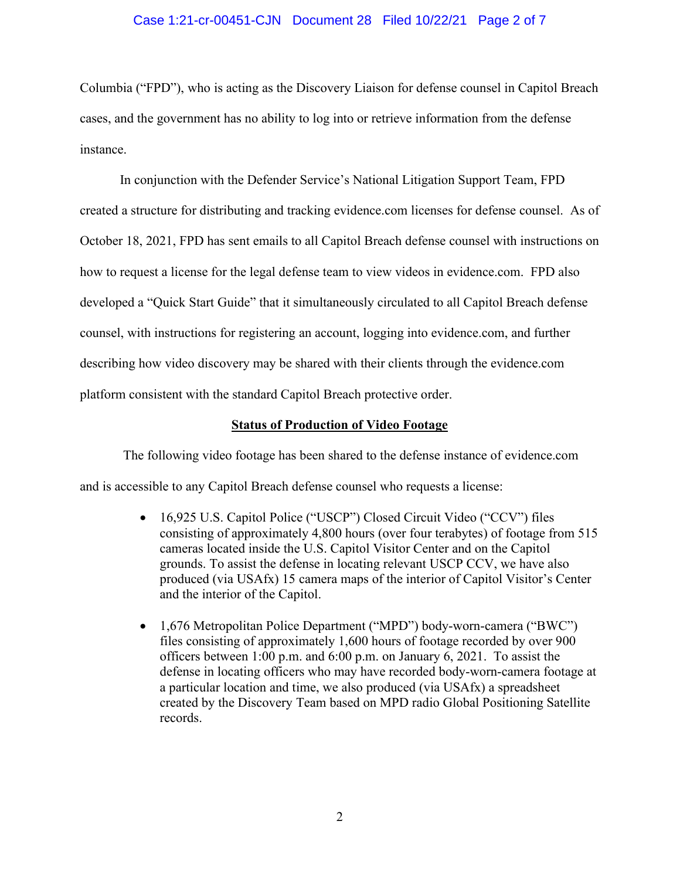Columbia ("FPD"), who is acting as the Discovery Liaison for defense counsel in Capitol Breach cases, and the government has no ability to log into or retrieve information from the defense instance.

In conjunction with the Defender Service's National Litigation Support Team, FPD created a structure for distributing and tracking evidence.com licenses for defense counsel. As of October 18, 2021, FPD has sent emails to all Capitol Breach defense counsel with instructions on how to request a license for the legal defense team to view videos in evidence.com. FPD also developed a "Quick Start Guide" that it simultaneously circulated to all Capitol Breach defense counsel, with instructions for registering an account, logging into evidence.com, and further describing how video discovery may be shared with their clients through the evidence.com platform consistent with the standard Capitol Breach protective order.

**<u>Status of Production of Video Footage</u>**

The following video footage has been shared to the defense instance of evidence.com and is accessible to any Capitol Breach defense counsel who requests a license:

- 16,925 U.S. Capitol Police ("USCP") Closed Circuit Video ("CCV") files consisting of approximately 4,800 hours (over four terabytes) of footage from 515 cameras located inside the U.S. Capitol Visitor Center and on the Capitol grounds. To assist the defense in locating relevant USCP CCV, we have also produced (via USAfx) 15 camera maps of the interior of Capitol Visitor's Center and the interior of the Capitol.

- 1,676 Metropolitan Police Department ("MPD") body-worn-camera ("BWC") files consisting of approximately 1,600 hours of footage recorded by over 900 officers between 1:00 p.m. and 6:00 p.m. on January 6, 2021. To assist the defense in locating officers who may have recorded body-worn-camera footage at a particular location and time, we also produced (via USAfx) a spreadsheet created by the Discovery Team based on MPD radio Global Positioning Satellite records.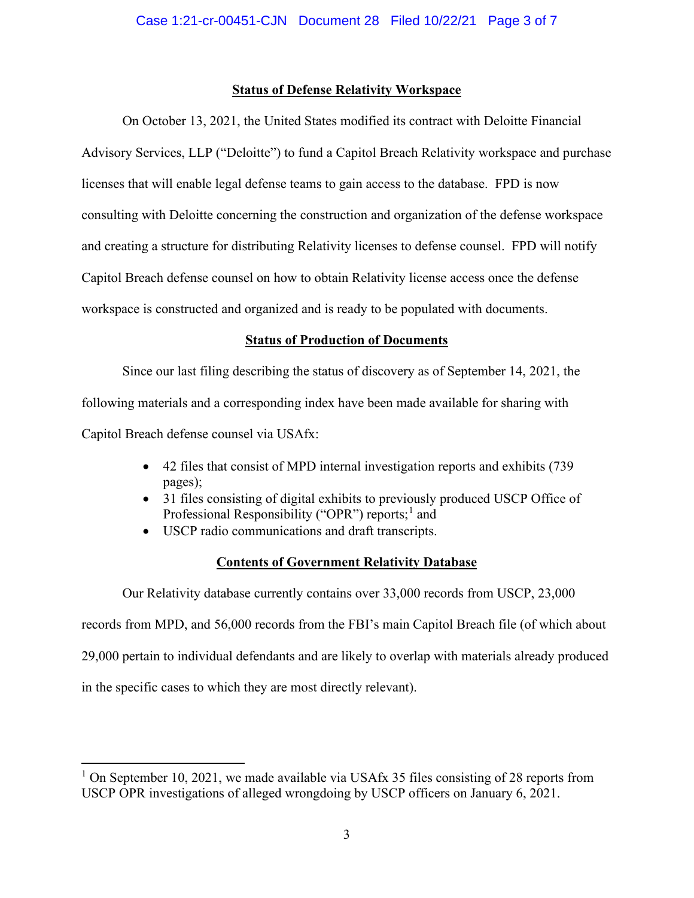## Status of Defense Relativity Workspace

On October 13, 2021, the United States modified its contract with Deloitte Financial Advisory Services, LLP ("Deloitte") to fund a Capitol Breach Relativity workspace and purchase licenses that will enable legal defense teams to gain access to the database. FPD is now consulting with Deloitte concerning the construction and organization of the defense workspace and creating a structure for distributing Relativity licenses to defense counsel. FPD will notify Capitol Breach defense counsel on how to obtain Relativity license access once the defense workspace is constructed and organized and is ready to be populated with documents.

## Status of Production of Documents

Since our last filing describing the status of discovery as of September 14, 2021, the following materials and a corresponding index have been made available for sharing with Capitol Breach defense counsel via USAfx:

- 42 files that consist of MPD internal investigation reports and exhibits (739 pages);
- 31 files consisting of digital exhibits to previously produced USCP Office of Professional Responsibility ("OPR") reports;[1] and
- USCP radio communications and draft transcripts.

## Contents of Government Relativity Database

Our Relativity database currently contains over 33,000 records from USCP, 23,000 records from MPD, and 56,000 records from the FBI's main Capitol Breach file (of which about 29,000 pertain to individual defendants and are likely to overlap with materials already produced in the specific cases to which they are most directly relevant).

---

[1] On September 10, 2021, we made available via USAfx 35 files consisting of 28 reports from USCP OPR investigations of alleged wrongdoing by USCP officers on January 6, 2021.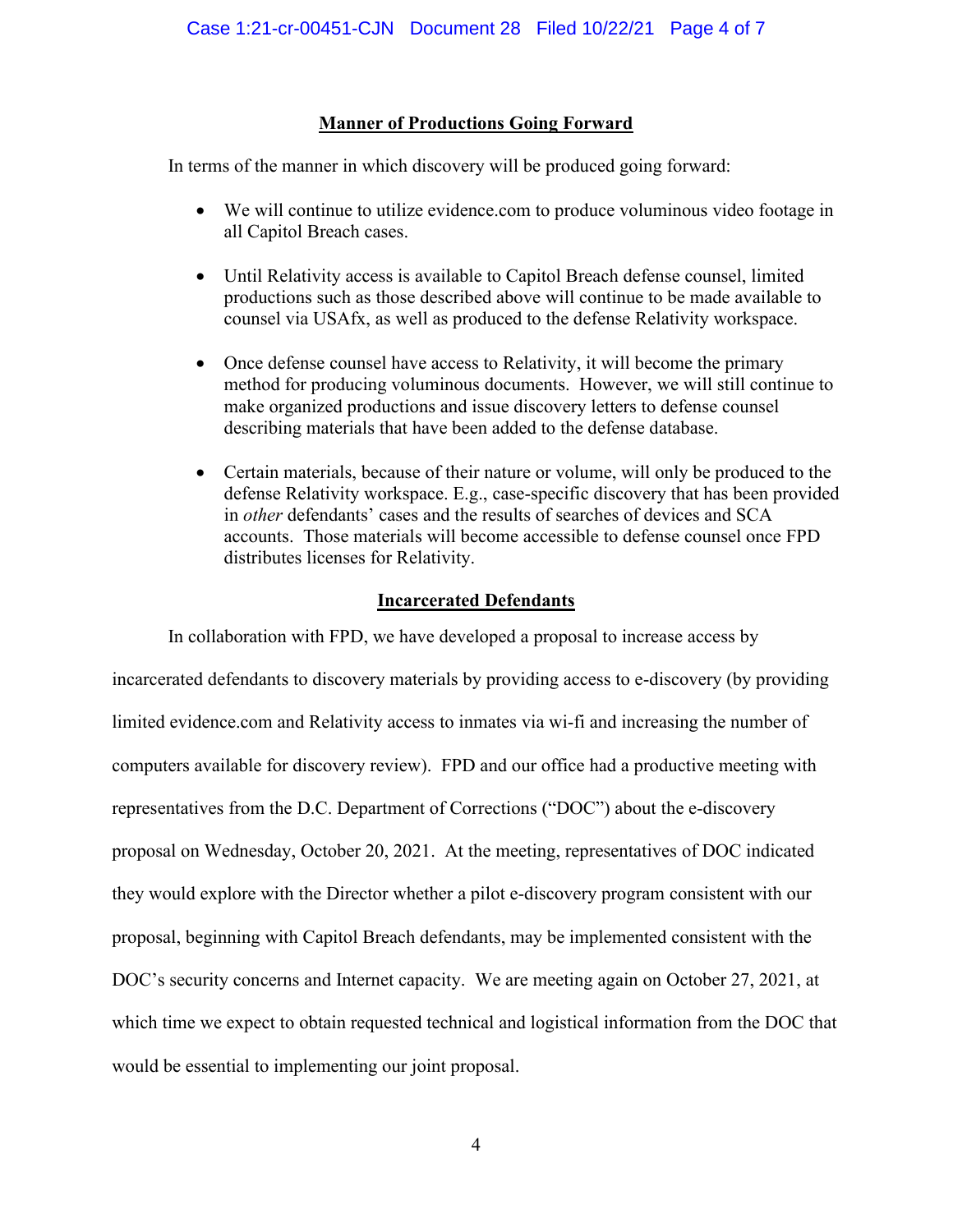## Manner of Productions Going Forward

In terms of the manner in which discovery will be produced going forward:

- We will continue to utilize evidence.com to produce voluminous video footage in all Capitol Breach cases.
- Until Relativity access is available to Capitol Breach defense counsel, limited productions such as those described above will continue to be made available to counsel via USAfx, as well as produced to the defense Relativity workspace.
- Once defense counsel have access to Relativity, it will become the primary method for producing voluminous documents. However, we will still continue to make organized productions and issue discovery letters to defense counsel describing materials that have been added to the defense database.
- Certain materials, because of their nature or volume, will only be produced to the defense Relativity workspace. E.g., case-specific discovery that has been provided in *other* defendants' cases and the results of searches of devices and SCA accounts. Those materials will become accessible to defense counsel once FPD distributes licenses for Relativity.

## Incarcerated Defendants

In collaboration with FPD, we have developed a proposal to increase access by incarcerated defendants to discovery materials by providing access to e-discovery (by providing limited evidence.com and Relativity access to inmates via wi-fi and increasing the number of computers available for discovery review). FPD and our office had a productive meeting with representatives from the D.C. Department of Corrections ("DOC") about the e-discovery proposal on Wednesday, October 20, 2021. At the meeting, representatives of DOC indicated they would explore with the Director whether a pilot e-discovery program consistent with our proposal, beginning with Capitol Breach defendants, may be implemented consistent with the DOC's security concerns and Internet capacity. We are meeting again on October 27, 2021, at which time we expect to obtain requested technical and logistical information from the DOC that would be essential to implementing our joint proposal.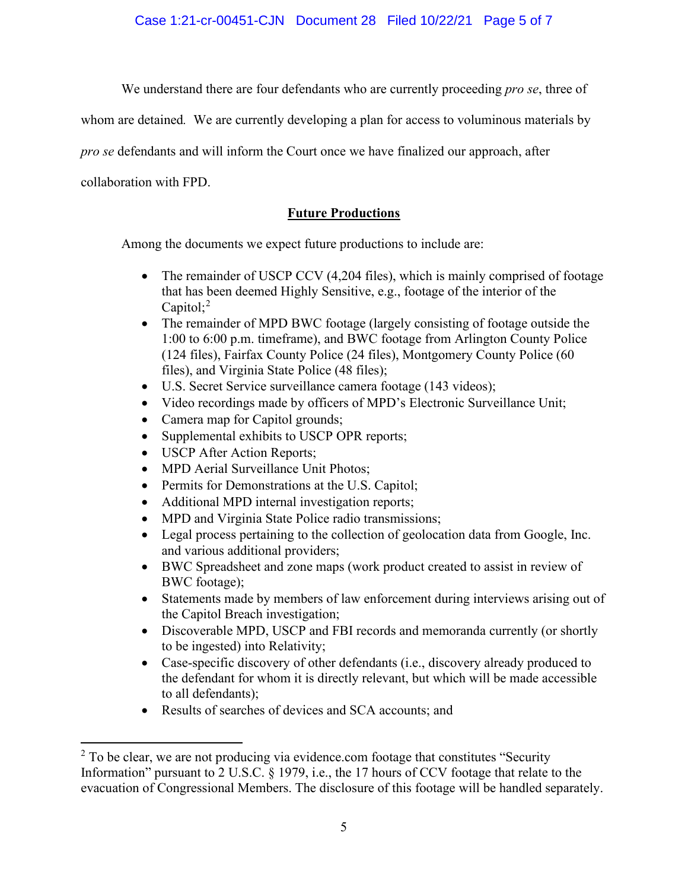We understand there are four defendants who are currently proceeding *pro se*, three of whom are detained. We are currently developing a plan for access to voluminous materials by *pro se* defendants and will inform the Court once we have finalized our approach, after collaboration with FPD.

**Future Productions**

Among the documents we expect future productions to include are:

- The remainder of USCP CCV (4,204 files), which is mainly comprised of footage that has been deemed Highly Sensitive, e.g., footage of the interior of the Capitol;[2]
- The remainder of MPD BWC footage (largely consisting of footage outside the 1:00 to 6:00 p.m. timeframe), and BWC footage from Arlington County Police (124 files), Fairfax County Police (24 files), Montgomery County Police (60 files), and Virginia State Police (48 files);
- U.S. Secret Service surveillance camera footage (143 videos);
- Video recordings made by officers of MPD's Electronic Surveillance Unit;
- Camera map for Capitol grounds;
- Supplemental exhibits to USCP OPR reports;
- USCP After Action Reports;
- MPD Aerial Surveillance Unit Photos;
- Permits for Demonstrations at the U.S. Capitol;
- Additional MPD internal investigation reports;
- MPD and Virginia State Police radio transmissions;
- Legal process pertaining to the collection of geolocation data from Google, Inc. and various additional providers;
- BWC Spreadsheet and zone maps (work product created to assist in review of BWC footage);
- Statements made by members of law enforcement during interviews arising out of the Capitol Breach investigation;
- Discoverable MPD, USCP and FBI records and memoranda currently (or shortly to be ingested) into Relativity;
- Case-specific discovery of other defendants (i.e., discovery already produced to the defendant for whom it is directly relevant, but which will be made accessible to all defendants);
- Results of searches of devices and SCA accounts; and

[2] To be clear, we are not producing via evidence.com footage that constitutes "Security Information" pursuant to 2 U.S.C. § 1979, i.e., the 17 hours of CCV footage that relate to the evacuation of Congressional Members. The disclosure of this footage will be handled separately.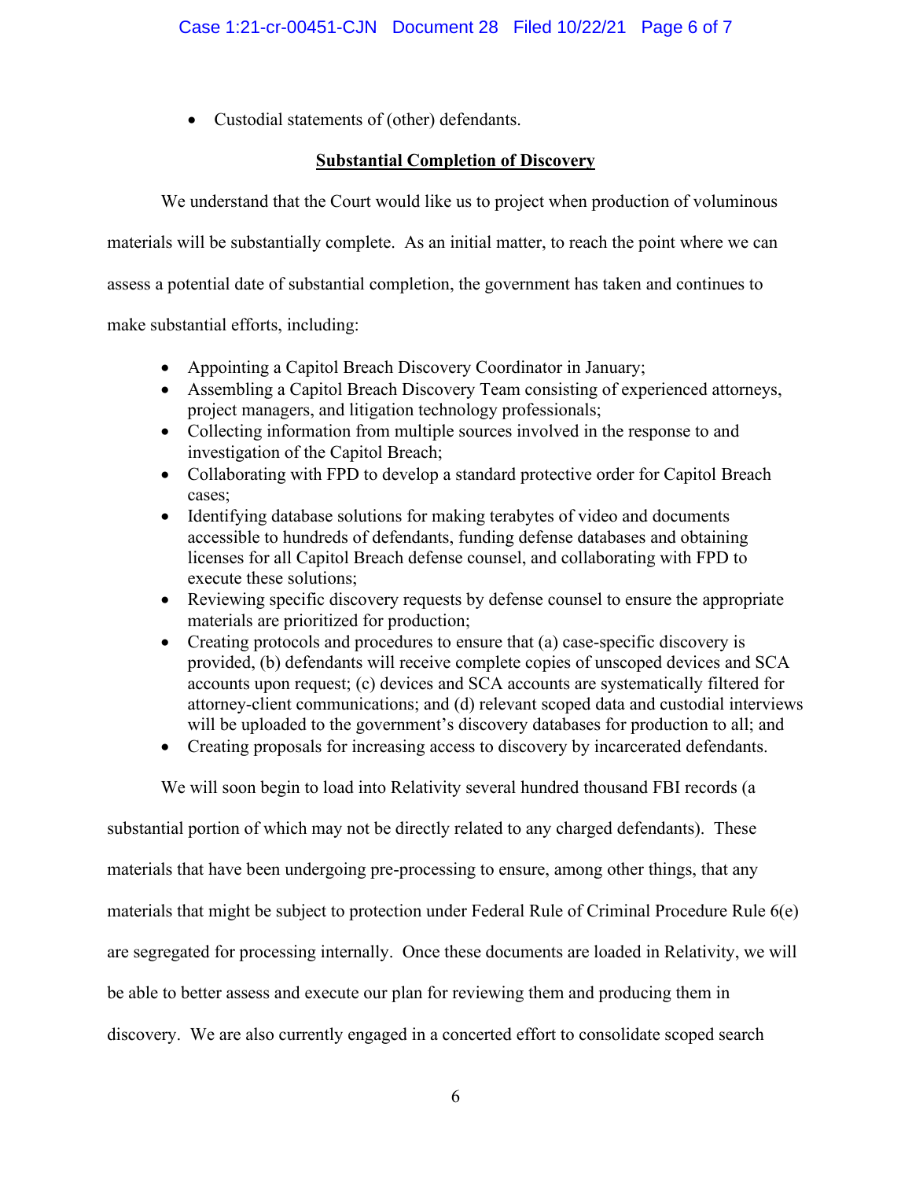- Custodial statements of (other) defendants.

**Substantial Completion of Discovery**

We understand that the Court would like us to project when production of voluminous materials will be substantially complete. As an initial matter, to reach the point where we can assess a potential date of substantial completion, the government has taken and continues to make substantial efforts, including:

- Appointing a Capitol Breach Discovery Coordinator in January;
- Assembling a Capitol Breach Discovery Team consisting of experienced attorneys, project managers, and litigation technology professionals;
- Collecting information from multiple sources involved in the response to and investigation of the Capitol Breach;
- Collaborating with FPD to develop a standard protective order for Capitol Breach cases;
- Identifying database solutions for making terabytes of video and documents accessible to hundreds of defendants, funding defense databases and obtaining licenses for all Capitol Breach defense counsel, and collaborating with FPD to execute these solutions;
- Reviewing specific discovery requests by defense counsel to ensure the appropriate materials are prioritized for production;
- Creating protocols and procedures to ensure that (a) case-specific discovery is provided, (b) defendants will receive complete copies of unscoped devices and SCA accounts upon request; (c) devices and SCA accounts are systematically filtered for attorney-client communications; and (d) relevant scoped data and custodial interviews will be uploaded to the government's discovery databases for production to all; and
- Creating proposals for increasing access to discovery by incarcerated defendants.

We will soon begin to load into Relativity several hundred thousand FBI records (a substantial portion of which may not be directly related to any charged defendants). These materials that have been undergoing pre-processing to ensure, among other things, that any materials that might be subject to protection under Federal Rule of Criminal Procedure Rule 6(e) are segregated for processing internally. Once these documents are loaded in Relativity, we will be able to better assess and execute our plan for reviewing them and producing them in discovery. We are also currently engaged in a concerted effort to consolidate scoped search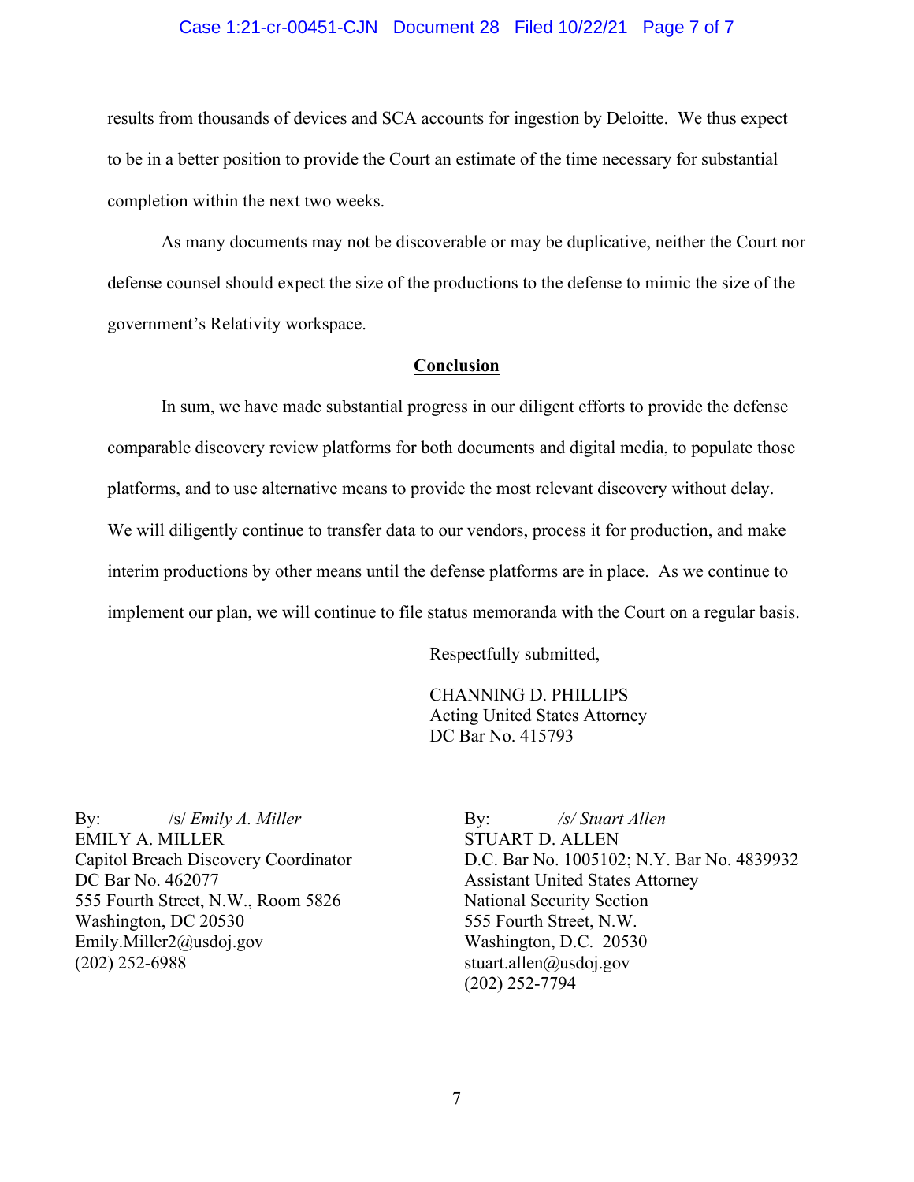results from thousands of devices and SCA accounts for ingestion by Deloitte. We thus expect to be in a better position to provide the Court an estimate of the time necessary for substantial completion within the next two weeks.

As many documents may not be discoverable or may be duplicative, neither the Court nor defense counsel should expect the size of the productions to the defense to mimic the size of the government's Relativity workspace.

**Conclusion**

In sum, we have made substantial progress in our diligent efforts to provide the defense comparable discovery review platforms for both documents and digital media, to populate those platforms, and to use alternative means to provide the most relevant discovery without delay. We will diligently continue to transfer data to our vendors, process it for production, and make interim productions by other means until the defense platforms are in place. As we continue to implement our plan, we will continue to file status memoranda with the Court on a regular basis.

Respectfully submitted,

CHANNING D. PHILLIPS
Acting United States Attorney
DC Bar No. 415793

By: /s/ *Emily A. Miller*
EMILY A. MILLER
Capitol Breach Discovery Coordinator
DC Bar No. 462077
555 Fourth Street, N.W., Room 5826
Washington, DC 20530
Emily.Miller2@usdoj.gov
(202) 252-6988

By: */s/ Stuart Allen*
STUART D. ALLEN
D.C. Bar No. 1005102; N.Y. Bar No. 4839932
Assistant United States Attorney
National Security Section
555 Fourth Street, N.W.
Washington, D.C. 20530
stuart.allen@usdoj.gov
(202) 252-7794